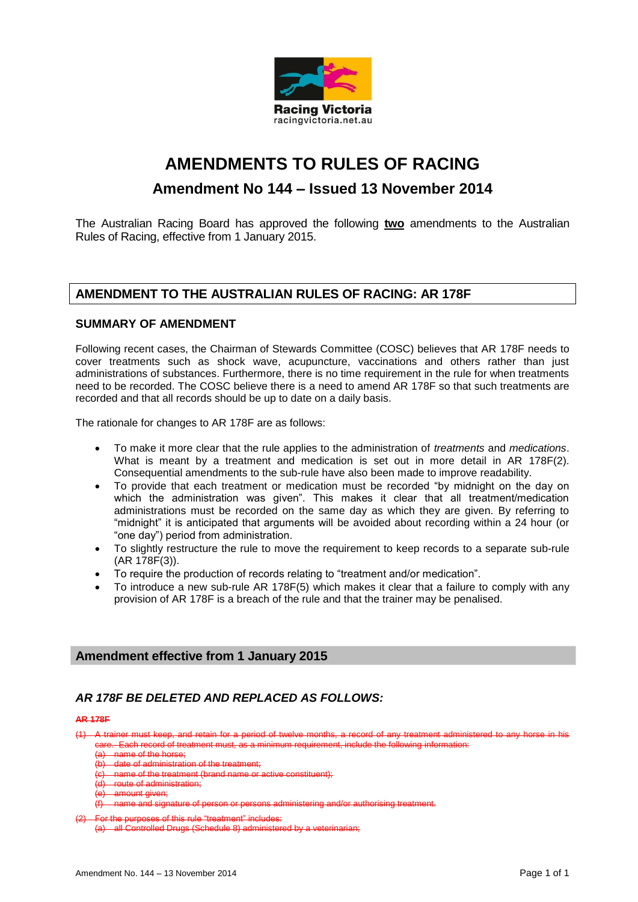Racing Victoria
racingvictoria.net.au

# AMENDMENTS TO RULES OF RACING

## Amendment No 144 – Issued 13 November 2014

The Australian Racing Board has approved the following **two** amendments to the Australian Rules of Racing, effective from 1 January 2015.

## AMENDMENT TO THE AUSTRALIAN RULES OF RACING: AR 178F

### SUMMARY OF AMENDMENT

Following recent cases, the Chairman of Stewards Committee (COSC) believes that AR 178F needs to cover treatments such as shock wave, acupuncture, vaccinations and others rather than just administrations of substances. Furthermore, there is no time requirement in the rule for when treatments need to be recorded. The COSC believe there is a need to amend AR 178F so that such treatments are recorded and that all records should be up to date on a daily basis.

The rationale for changes to AR 178F are as follows:

- To make it more clear that the rule applies to the administration of *treatments* and *medications*. What is meant by a treatment and medication is set out in more detail in AR 178F(2). Consequential amendments to the sub-rule have also been made to improve readability.
- To provide that each treatment or medication must be recorded "by midnight on the day on which the administration was given". This makes it clear that all treatment/medication administrations must be recorded on the same day as which they are given. By referring to "midnight" it is anticipated that arguments will be avoided about recording within a 24 hour (or "one day") period from administration.
- To slightly restructure the rule to move the requirement to keep records to a separate sub-rule (AR 178F(3)).
- To require the production of records relating to "treatment and/or medication".
- To introduce a new sub-rule AR 178F(5) which makes it clear that a failure to comply with any provision of AR 178F is a breach of the rule and that the trainer may be penalised.

### Amendment effective from 1 January 2015

### *AR 178F BE DELETED AND REPLACED AS FOLLOWS:*

~~**AR 178F**~~

~~(1) A trainer must keep, and retain for a period of twelve months, a record of any treatment administered to any horse in his care. Each record of treatment must, as a minimum requirement, include the following information:~~
~~(a) name of the horse;~~
~~(b) date of administration of the treatment;~~
~~(c) name of the treatment (brand name or active constituent);~~
~~(d) route of administration;~~
~~(e) amount given;~~
~~(f) name and signature of person or persons administering and/or authorising treatment.~~

~~(2) For the purposes of this rule "treatment" includes:~~
~~(a) all Controlled Drugs (Schedule 8) administered by a veterinarian;~~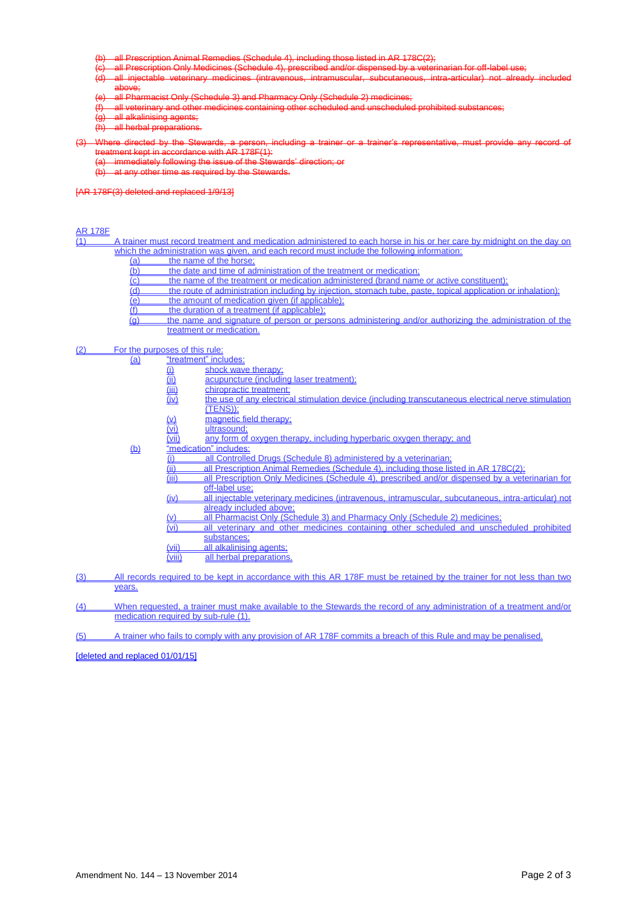~~(b) all Prescription Animal Remedies (Schedule 4), including those listed in AR 178C(2);~~
~~(c) all Prescription Only Medicines (Schedule 4), prescribed and/or dispensed by a veterinarian for off-label use;~~
~~(d) all injectable veterinary medicines (intravenous, intramuscular, subcutaneous, intra-articular) not already included above;~~
~~(e) all Pharmacist Only (Schedule 3) and Pharmacy Only (Schedule 2) medicines;~~
~~(f) all veterinary and other medicines containing other scheduled and unscheduled prohibited substances;~~
~~(g) all alkalinising agents;~~
~~(h) all herbal preparations.~~

~~(3) Where directed by the Stewards, a person, including a trainer or a trainer's representative, must provide any record of treatment kept in accordance with AR 178F(1):~~
~~(a) immediately following the issue of the Stewards' direction; or~~
~~(b) at any other time as required by the Stewards.~~

~~[AR 178F(3) deleted and replaced 1/9/13]~~

AR 178F

(1) A trainer must record treatment and medication administered to each horse in his or her care by midnight on the day on which the administration was given, and each record must include the following information:
- (a) the name of the horse;
- (b) the date and time of administration of the treatment or medication;
- (c) the name of the treatment or medication administered (brand name or active constituent);
- (d) the route of administration including by injection, stomach tube, paste, topical application or inhalation);
- (e) the amount of medication given (if applicable);
- (f) the duration of a treatment (if applicable);
- (g) the name and signature of person or persons administering and/or authorizing the administration of the treatment or medication.

(2) For the purposes of this rule:
- (a) "treatment" includes:
  - (i) shock wave therapy;
  - (ii) acupuncture (including laser treatment);
  - (iii) chiropractic treatment;
  - (iv) the use of any electrical stimulation device (including transcutaneous electrical nerve stimulation (TENS));
  - (v) magnetic field therapy;
  - (vi) ultrasound;
  - (vii) any form of oxygen therapy, including hyperbaric oxygen therapy; and
- (b) "medication" includes:
  - (i) all Controlled Drugs (Schedule 8) administered by a veterinarian;
  - (ii) all Prescription Animal Remedies (Schedule 4), including those listed in AR 178C(2);
  - (iii) all Prescription Only Medicines (Schedule 4), prescribed and/or dispensed by a veterinarian for off-label use;
  - (iv) all injectable veterinary medicines (intravenous, intramuscular, subcutaneous, intra-articular) not already included above;
  - (v) all Pharmacist Only (Schedule 3) and Pharmacy Only (Schedule 2) medicines;
  - (vi) all veterinary and other medicines containing other scheduled and unscheduled prohibited substances;
  - (vii) all alkalinising agents;
  - (viii) all herbal preparations.

(3) All records required to be kept in accordance with this AR 178F must be retained by the trainer for not less than two years.

(4) When requested, a trainer must make available to the Stewards the record of any administration of a treatment and/or medication required by sub-rule (1).

(5) A trainer who fails to comply with any provision of AR 178F commits a breach of this Rule and may be penalised.

[deleted and replaced 01/01/15]

Amendment No. 144 – 13 November 2014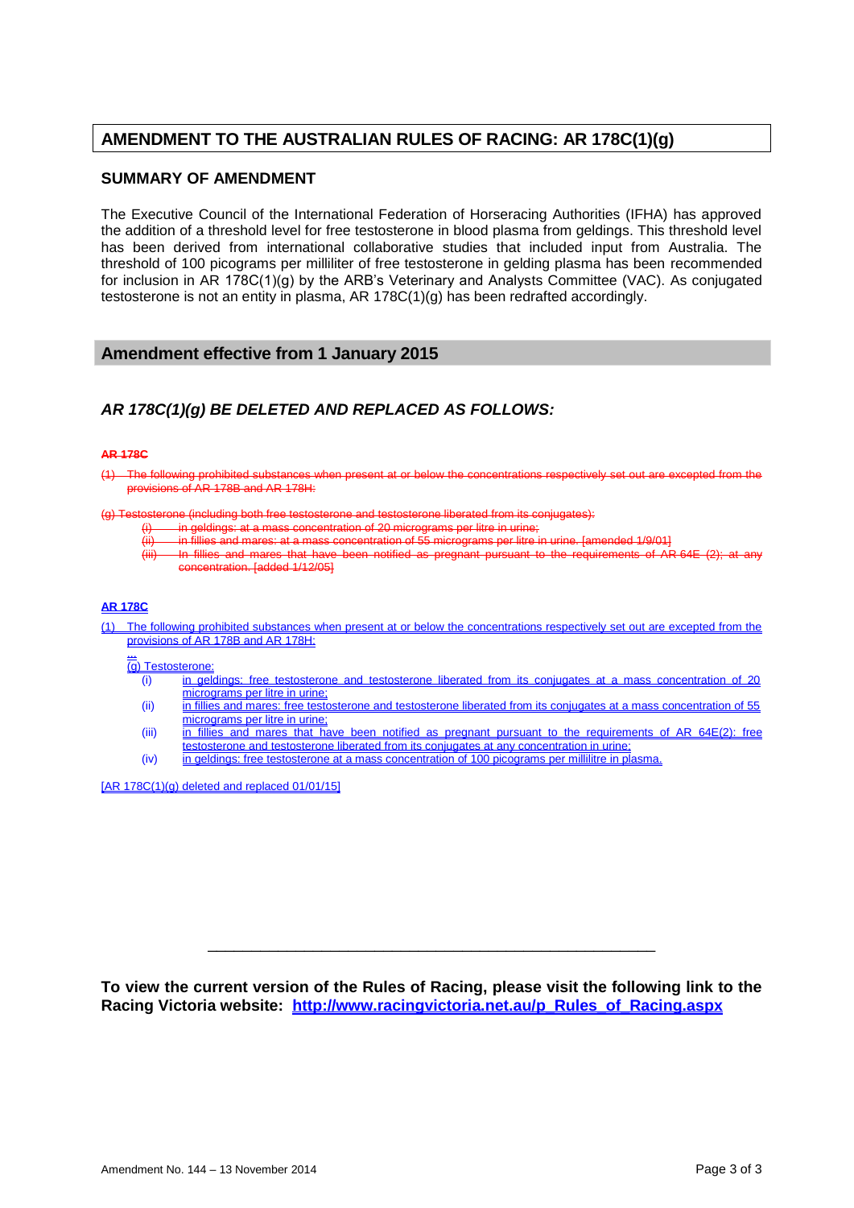## AMENDMENT TO THE AUSTRALIAN RULES OF RACING: AR 178C(1)(g)

### SUMMARY OF AMENDMENT

The Executive Council of the International Federation of Horseracing Authorities (IFHA) has approved the addition of a threshold level for free testosterone in blood plasma from geldings. This threshold level has been derived from international collaborative studies that included input from Australia. The threshold of 100 picograms per milliliter of free testosterone in gelding plasma has been recommended for inclusion in AR 178C(1)(g) by the ARB's Veterinary and Analysts Committee (VAC). As conjugated testosterone is not an entity in plasma, AR 178C(1)(g) has been redrafted accordingly.

## Amendment effective from 1 January 2015

### *AR 178C(1)(g) BE DELETED AND REPLACED AS FOLLOWS:*

~~**AR 178C**~~

~~(1) The following prohibited substances when present at or below the concentrations respectively set out are excepted from the provisions of AR 178B and AR 178H:~~

~~(g) Testosterone (including both free testosterone and testosterone liberated from its conjugates):~~

~~(i) in geldings: at a mass concentration of 20 micrograms per litre in urine;~~

~~(ii) in fillies and mares: at a mass concentration of 55 micrograms per litre in urine. [amended 1/9/01]~~

~~(iii) In fillies and mares that have been notified as pregnant pursuant to the requirements of AR 64E (2): at any concentration. [added 1/12/05]~~

**AR 178C**

(1) The following prohibited substances when present at or below the concentrations respectively set out are excepted from the provisions of AR 178B and AR 178H:

...

(g) Testosterone:

(i) in geldings: free testosterone and testosterone liberated from its conjugates at a mass concentration of 20 micrograms per litre in urine;

(ii) in fillies and mares: free testosterone and testosterone liberated from its conjugates at a mass concentration of 55 micrograms per litre in urine;

(iii) in fillies and mares that have been notified as pregnant pursuant to the requirements of AR 64E(2): free testosterone and testosterone liberated from its conjugates at any concentration in urine;

(iv) in geldings: free testosterone at a mass concentration of 100 picograms per millilitre in plasma.

[AR 178C(1)(g) deleted and replaced 01/01/15]

---

**To view the current version of the Rules of Racing, please visit the following link to the Racing Victoria website: [http://www.racingvictoria.net.au/p_Rules_of_Racing.aspx](http://www.racingvictoria.net.au/p_Rules_of_Racing.aspx)**

Amendment No. 144 – 13 November 2014